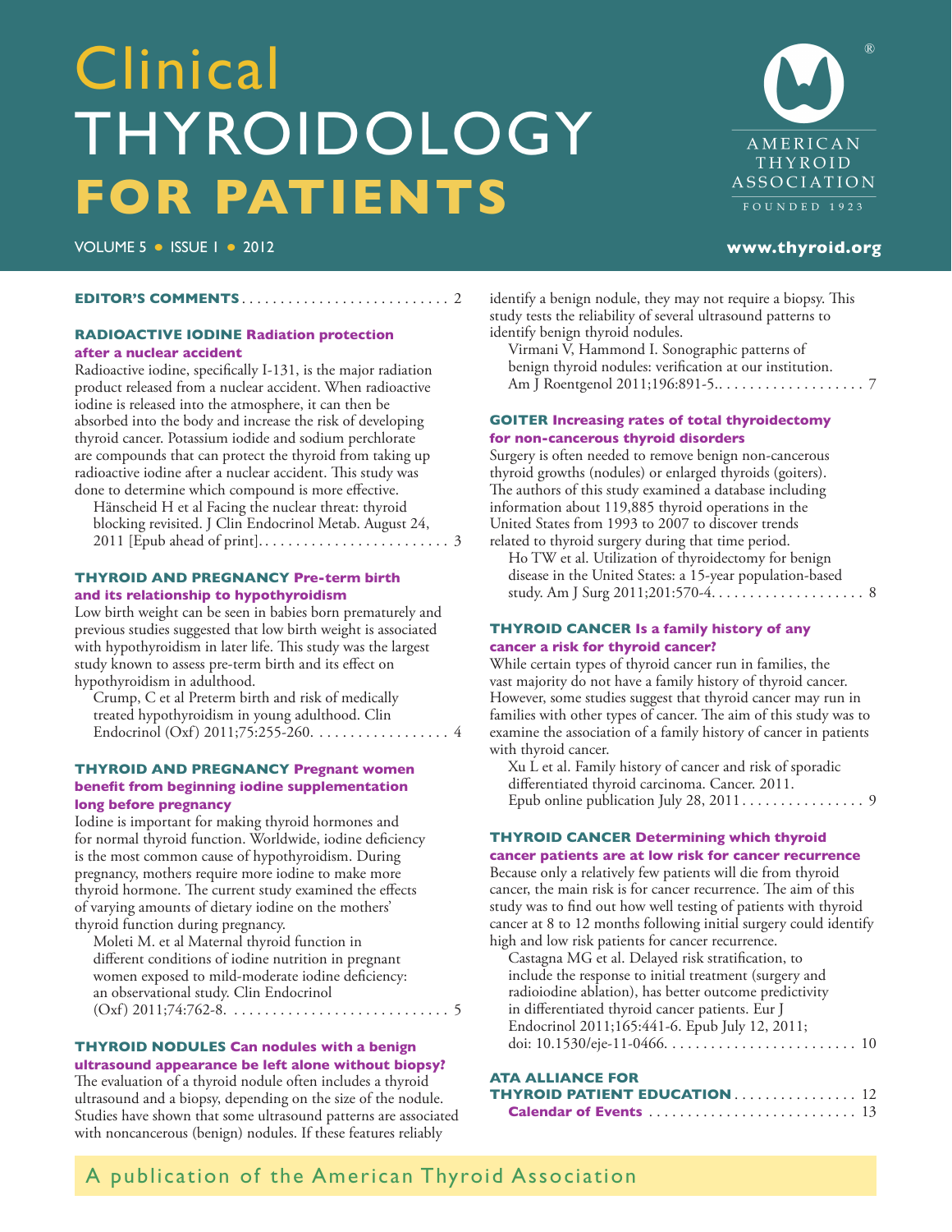# Clinical THYROIDOLOGY FOR PATIENTS

AMERICAN THYROID ASSOCIATION
FOUNDED 1923

VOLUME 5 • ISSUE 1 • 2012

www.thyroid.org

**EDITOR'S COMMENTS** .......................... 2

**RADIOACTIVE IODINE Radiation protection after a nuclear accident**

Radioactive iodine, specifically I-131, is the major radiation product released from a nuclear accident. When radioactive iodine is released into the atmosphere, it can then be absorbed into the body and increase the risk of developing thyroid cancer. Potassium iodide and sodium perchlorate are compounds that can protect the thyroid from taking up radioactive iodine after a nuclear accident. This study was done to determine which compound is more effective.

Hänscheid H et al Facing the nuclear threat: thyroid blocking revisited. J Clin Endocrinol Metab. August 24, 2011 [Epub ahead of print]........................ 3

**THYROID AND PREGNANCY Pre-term birth and its relationship to hypothyroidism**

Low birth weight can be seen in babies born prematurely and previous studies suggested that low birth weight is associated with hypothyroidism in later life. This study was the largest study known to assess pre-term birth and its effect on hypothyroidism in adulthood.

Crump, C et al Preterm birth and risk of medically treated hypothyroidism in young adulthood. Clin Endocrinol (Oxf) 2011;75:255-260. ................. 4

**THYROID AND PREGNANCY Pregnant women benefit from beginning iodine supplementation long before pregnancy**

Iodine is important for making thyroid hormones and for normal thyroid function. Worldwide, iodine deficiency is the most common cause of hypothyroidism. During pregnancy, mothers require more iodine to make more thyroid hormone. The current study examined the effects of varying amounts of dietary iodine on the mothers' thyroid function during pregnancy.

Moleti M. et al Maternal thyroid function in different conditions of iodine nutrition in pregnant women exposed to mild-moderate iodine deficiency: an observational study. Clin Endocrinol (Oxf) 2011;74:762-8. ........................... 5

**THYROID NODULES Can nodules with a benign ultrasound appearance be left alone without biopsy?**

The evaluation of a thyroid nodule often includes a thyroid ultrasound and a biopsy, depending on the size of the nodule. Studies have shown that some ultrasound patterns are associated with noncancerous (benign) nodules. If these features reliably identify a benign nodule, they may not require a biopsy. This study tests the reliability of several ultrasound patterns to identify benign thyroid nodules.

Virmani V, Hammond I. Sonographic patterns of benign thyroid nodules: verification at our institution. Am J Roentgenol 2011;196:891-5.. ................... 7

**GOITER Increasing rates of total thyroidectomy for non-cancerous thyroid disorders**

Surgery is often needed to remove benign non-cancerous thyroid growths (nodules) or enlarged thyroids (goiters). The authors of this study examined a database including information about 119,885 thyroid operations in the United States from 1993 to 2007 to discover trends related to thyroid surgery during that time period.

Ho TW et al. Utilization of thyroidectomy for benign disease in the United States: a 15-year population-based study. Am J Surg 2011;201:570-4. ................... 8

**THYROID CANCER Is a family history of any cancer a risk for thyroid cancer?**

While certain types of thyroid cancer run in families, the vast majority do not have a family history of thyroid cancer. However, some studies suggest that thyroid cancer may run in families with other types of cancer. The aim of this study was to examine the association of a family history of cancer in patients with thyroid cancer.

Xu L et al. Family history of cancer and risk of sporadic differentiated thyroid carcinoma. Cancer. 2011. Epub online publication July 28, 2011 ................ 9

**THYROID CANCER Determining which thyroid cancer patients are at low risk for cancer recurrence**

Because only a relatively few patients will die from thyroid cancer, the main risk is for cancer recurrence. The aim of this study was to find out how well testing of patients with thyroid cancer at 8 to 12 months following initial surgery could identify high and low risk patients for cancer recurrence.

Castagna MG et al. Delayed risk stratification, to include the response to initial treatment (surgery and radioiodine ablation), has better outcome predictivity in differentiated thyroid cancer patients. Eur J Endocrinol 2011;165:441-6. Epub July 12, 2011; doi: 10.1530/eje-11-0466. ........................ 10

**ATA ALLIANCE FOR THYROID PATIENT EDUCATION** ................ 12

**Calendar of Events** .......................... 13

A publication of the American Thyroid Association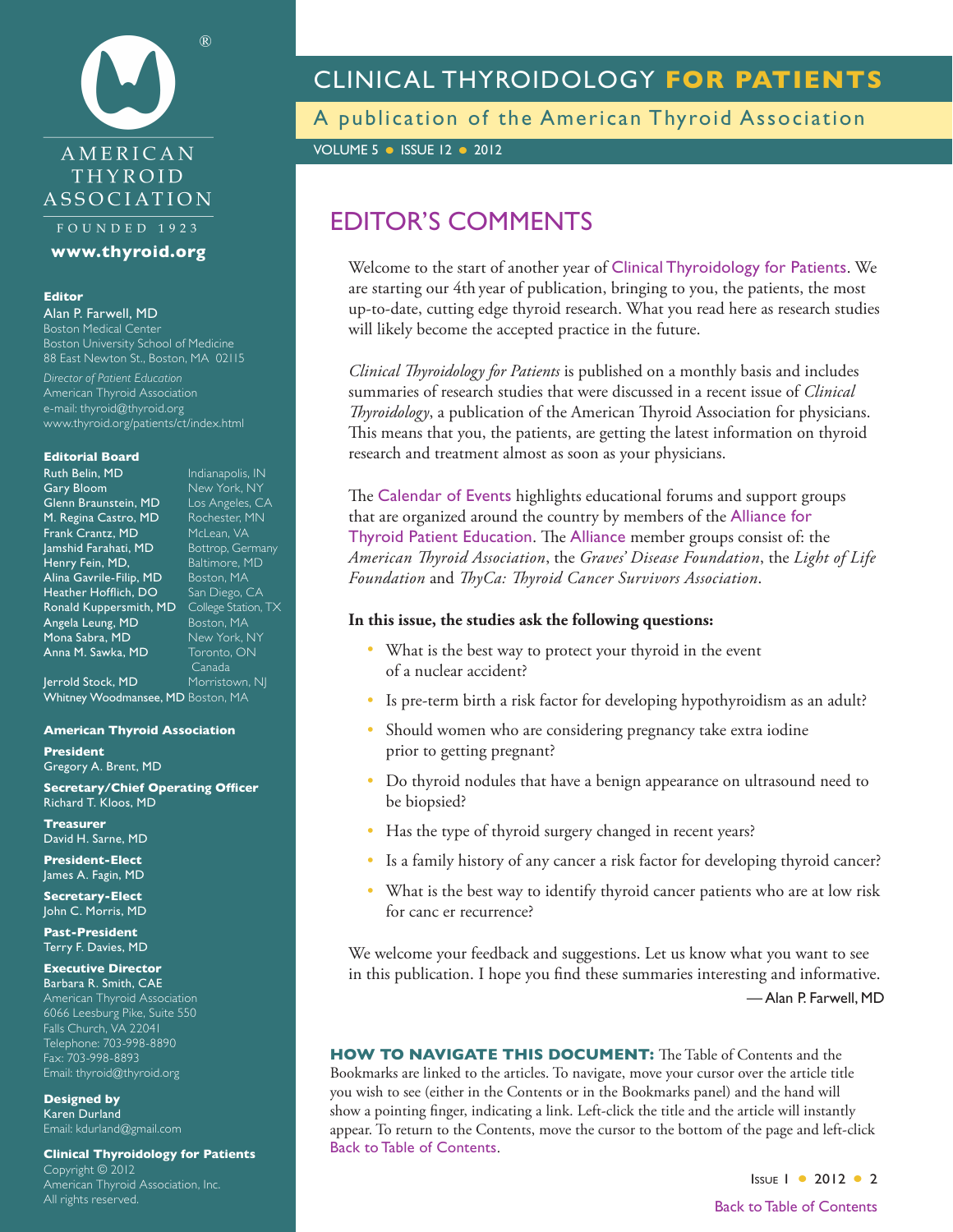# CLINICAL THYROIDOLOGY FOR PATIENTS

A publication of the American Thyroid Association

VOLUME 5 • ISSUE 12 • 2012

AMERICAN THYROID ASSOCIATION

FOUNDED 1923

**www.thyroid.org**

**Editor**

Alan P. Farwell, MD
Boston Medical Center
Boston University School of Medicine
88 East Newton St., Boston, MA 02115

*Director of Patient Education*
American Thyroid Association
e-mail: thyroid@thyroid.org
www.thyroid.org/patients/ct/index.html

**Editorial Board**

Ruth Belin, MD — Indianapolis, IN
Gary Bloom — New York, NY
Glenn Braunstein, MD — Los Angeles, CA
M. Regina Castro, MD — Rochester, MN
Frank Crantz, MD — McLean, VA
Jamshid Farahati, MD — Bottrop, Germany
Henry Fein, MD, — Baltimore, MD
Alina Gavrile-Filip, MD — Boston, MA
Heather Hofflich, DO — San Diego, CA
Ronald Kuppersmith, MD — College Station, TX
Angela Leung, MD — Boston, MA
Mona Sabra, MD — New York, NY
Anna M. Sawka, MD — Toronto, ON Canada
Jerrold Stock, MD — Morristown, NJ
Whitney Woodmansee, MD — Boston, MA

**American Thyroid Association**

**President**
Gregory A. Brent, MD

**Secretary/Chief Operating Officer**
Richard T. Kloos, MD

**Treasurer**
David H. Sarne, MD

**President-Elect**
James A. Fagin, MD

**Secretary-Elect**
John C. Morris, MD

**Past-President**
Terry F. Davies, MD

**Executive Director**
Barbara R. Smith, CAE
American Thyroid Association
6066 Leesburg Pike, Suite 550
Falls Church, VA 22041
Telephone: 703-998-8890
Fax: 703-998-8893
Email: thyroid@thyroid.org

**Designed by**
Karen Durland
Email: kdurland@gmail.com

**Clinical Thyroidology for Patients**
Copyright © 2012
American Thyroid Association, Inc.
All rights reserved.

## EDITOR'S COMMENTS

Welcome to the start of another year of Clinical Thyroidology for Patients. We are starting our 4th year of publication, bringing to you, the patients, the most up-to-date, cutting edge thyroid research. What you read here as research studies will likely become the accepted practice in the future.

*Clinical Thyroidology for Patients* is published on a monthly basis and includes summaries of research studies that were discussed in a recent issue of *Clinical Thyroidology*, a publication of the American Thyroid Association for physicians. This means that you, the patients, are getting the latest information on thyroid research and treatment almost as soon as your physicians.

The Calendar of Events highlights educational forums and support groups that are organized around the country by members of the Alliance for Thyroid Patient Education. The Alliance member groups consist of: the *American Thyroid Association*, the *Graves' Disease Foundation*, the *Light of Life Foundation* and *ThyCa: Thyroid Cancer Survivors Association*.

**In this issue, the studies ask the following questions:**

- What is the best way to protect your thyroid in the event of a nuclear accident?
- Is pre-term birth a risk factor for developing hypothyroidism as an adult?
- Should women who are considering pregnancy take extra iodine prior to getting pregnant?
- Do thyroid nodules that have a benign appearance on ultrasound need to be biopsied?
- Has the type of thyroid surgery changed in recent years?
- Is a family history of any cancer a risk factor for developing thyroid cancer?
- What is the best way to identify thyroid cancer patients who are at low risk for canc er recurrence?

We welcome your feedback and suggestions. Let us know what you want to see in this publication. I hope you find these summaries interesting and informative.

— Alan P. Farwell, MD

**HOW TO NAVIGATE THIS DOCUMENT:** The Table of Contents and the Bookmarks are linked to the articles. To navigate, move your cursor over the article title you wish to see (either in the Contents or in the Bookmarks panel) and the hand will show a pointing finger, indicating a link. Left-click the title and the article will instantly appear. To return to the Contents, move the cursor to the bottom of the page and left-click Back to Table of Contents.

Back to Table of Contents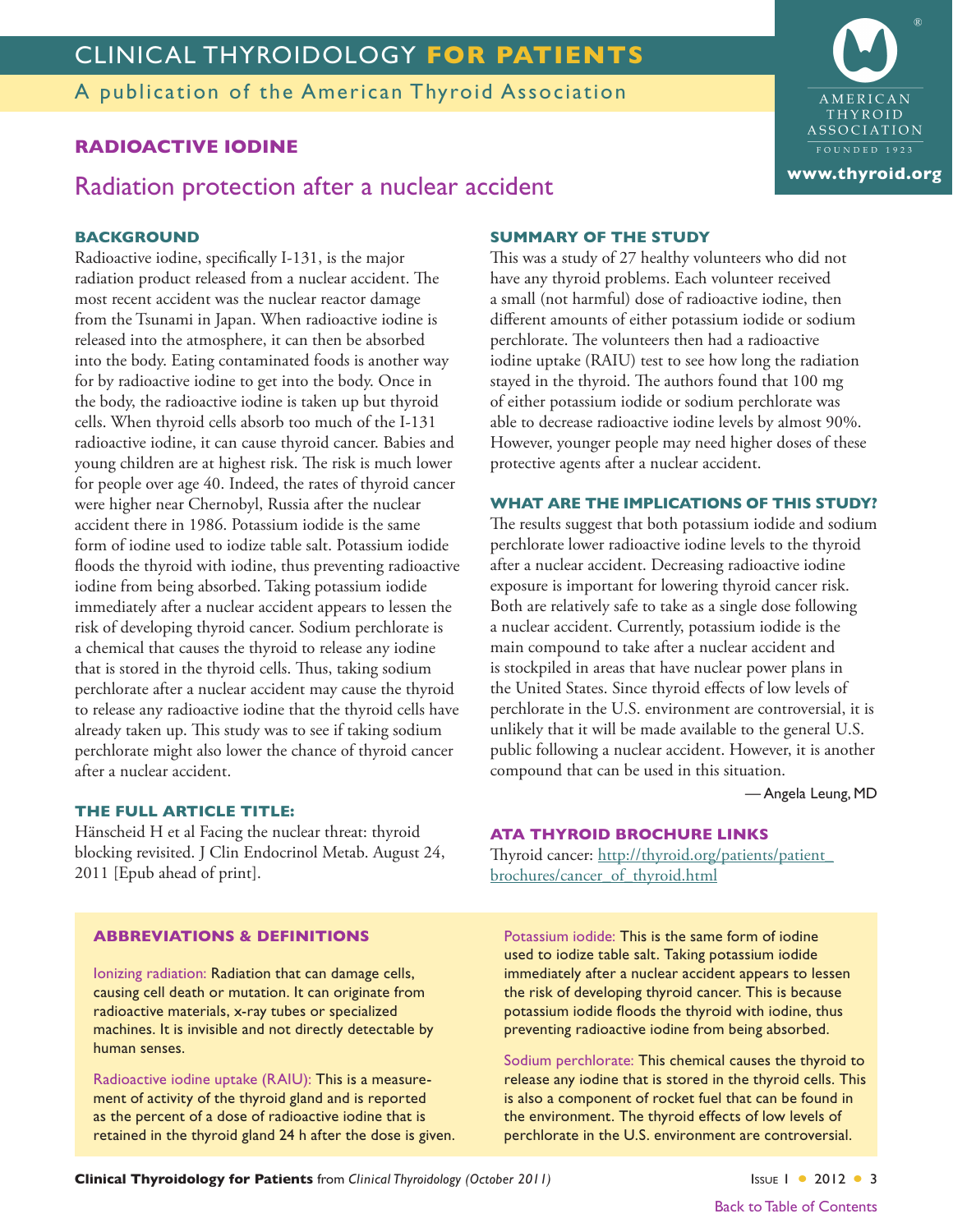## RADIOACTIVE IODINE

# Radiation protection after a nuclear accident

### BACKGROUND

Radioactive iodine, specifically I-131, is the major radiation product released from a nuclear accident. The most recent accident was the nuclear reactor damage from the Tsunami in Japan. When radioactive iodine is released into the atmosphere, it can then be absorbed into the body. Eating contaminated foods is another way for by radioactive iodine to get into the body. Once in the body, the radioactive iodine is taken up but thyroid cells. When thyroid cells absorb too much of the I-131 radioactive iodine, it can cause thyroid cancer. Babies and young children are at highest risk. The risk is much lower for people over age 40. Indeed, the rates of thyroid cancer were higher near Chernobyl, Russia after the nuclear accident there in 1986. Potassium iodide is the same form of iodine used to iodize table salt. Potassium iodide floods the thyroid with iodine, thus preventing radioactive iodine from being absorbed. Taking potassium iodide immediately after a nuclear accident appears to lessen the risk of developing thyroid cancer. Sodium perchlorate is a chemical that causes the thyroid to release any iodine that is stored in the thyroid cells. Thus, taking sodium perchlorate after a nuclear accident may cause the thyroid to release any radioactive iodine that the thyroid cells have already taken up. This study was to see if taking sodium perchlorate might also lower the chance of thyroid cancer after a nuclear accident.

### THE FULL ARTICLE TITLE:

Hänscheid H et al Facing the nuclear threat: thyroid blocking revisited. J Clin Endocrinol Metab. August 24, 2011 [Epub ahead of print].

### SUMMARY OF THE STUDY

This was a study of 27 healthy volunteers who did not have any thyroid problems. Each volunteer received a small (not harmful) dose of radioactive iodine, then different amounts of either potassium iodide or sodium perchlorate. The volunteers then had a radioactive iodine uptake (RAIU) test to see how long the radiation stayed in the thyroid. The authors found that 100 mg of either potassium iodide or sodium perchlorate was able to decrease radioactive iodine levels by almost 90%. However, younger people may need higher doses of these protective agents after a nuclear accident.

### WHAT ARE THE IMPLICATIONS OF THIS STUDY?

The results suggest that both potassium iodide and sodium perchlorate lower radioactive iodine levels to the thyroid after a nuclear accident. Decreasing radioactive iodine exposure is important for lowering thyroid cancer risk. Both are relatively safe to take as a single dose following a nuclear accident. Currently, potassium iodide is the main compound to take after a nuclear accident and is stockpiled in areas that have nuclear power plans in the United States. Since thyroid effects of low levels of perchlorate in the U.S. environment are controversial, it is unlikely that it will be made available to the general U.S. public following a nuclear accident. However, it is another compound that can be used in this situation.

— Angela Leung, MD

### ATA THYROID BROCHURE LINKS

Thyroid cancer: http://thyroid.org/patients/patient_brochures/cancer_of_thyroid.html

### ABBREVIATIONS & DEFINITIONS

Ionizing radiation: Radiation that can damage cells, causing cell death or mutation. It can originate from radioactive materials, x-ray tubes or specialized machines. It is invisible and not directly detectable by human senses.

Radioactive iodine uptake (RAIU): This is a measurement of activity of the thyroid gland and is reported as the percent of a dose of radioactive iodine that is retained in the thyroid gland 24 h after the dose is given.

Potassium iodide: This is the same form of iodine used to iodize table salt. Taking potassium iodide immediately after a nuclear accident appears to lessen the risk of developing thyroid cancer. This is because potassium iodide floods the thyroid with iodine, thus preventing radioactive iodine from being absorbed.

Sodium perchlorate: This chemical causes the thyroid to release any iodine that is stored in the thyroid cells. This is also a component of rocket fuel that can be found in the environment. The thyroid effects of low levels of perchlorate in the U.S. environment are controversial.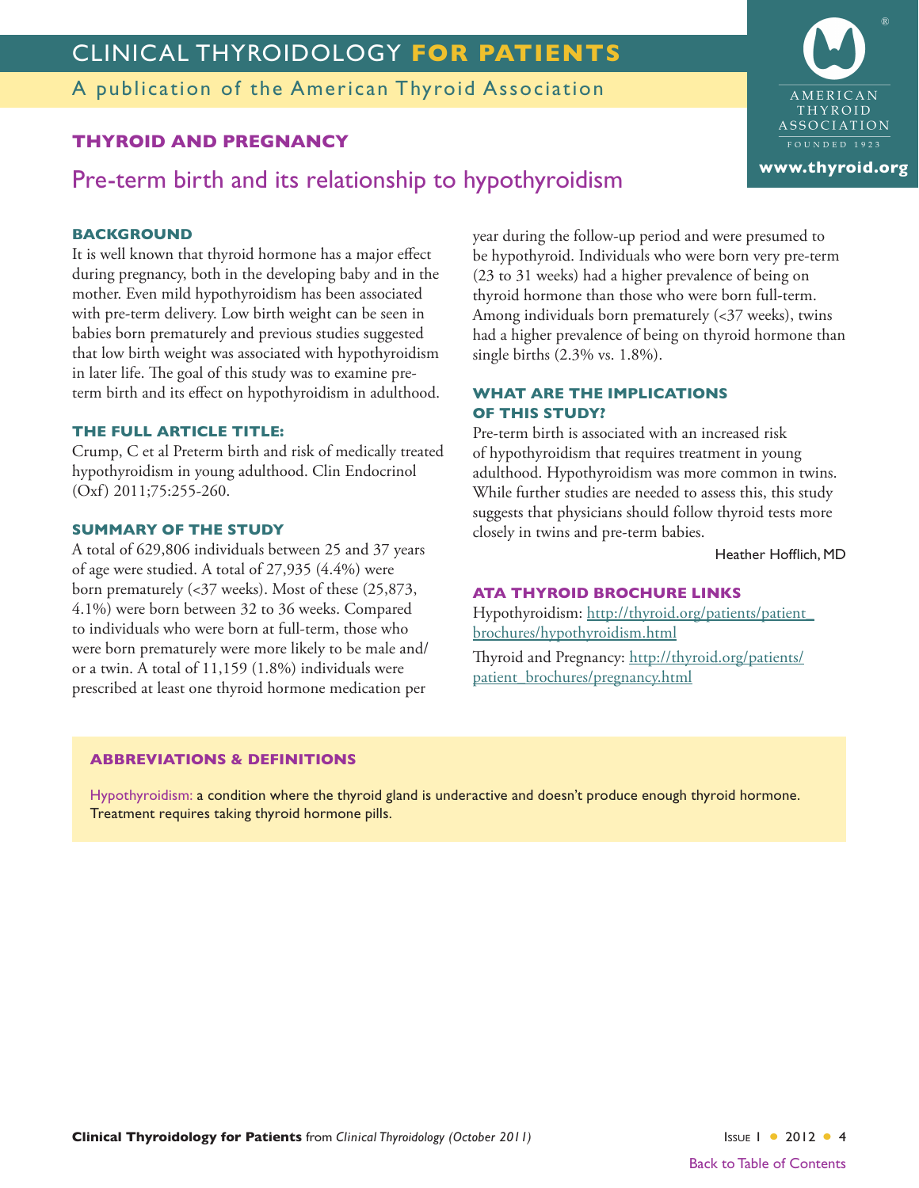## THYROID AND PREGNANCY

# Pre-term birth and its relationship to hypothyroidism

### BACKGROUND

It is well known that thyroid hormone has a major effect during pregnancy, both in the developing baby and in the mother. Even mild hypothyroidism has been associated with pre-term delivery. Low birth weight can be seen in babies born prematurely and previous studies suggested that low birth weight was associated with hypothyroidism in later life. The goal of this study was to examine pre-term birth and its effect on hypothyroidism in adulthood.

### THE FULL ARTICLE TITLE:

Crump, C et al Preterm birth and risk of medically treated hypothyroidism in young adulthood. Clin Endocrinol (Oxf) 2011;75:255-260.

### SUMMARY OF THE STUDY

A total of 629,806 individuals between 25 and 37 years of age were studied. A total of 27,935 (4.4%) were born prematurely (<37 weeks). Most of these (25,873, 4.1%) were born between 32 to 36 weeks. Compared to individuals who were born at full-term, those who were born prematurely were more likely to be male and/or a twin. A total of 11,159 (1.8%) individuals were prescribed at least one thyroid hormone medication per year during the follow-up period and were presumed to be hypothyroid. Individuals who were born very pre-term (23 to 31 weeks) had a higher prevalence of being on thyroid hormone than those who were born full-term. Among individuals born prematurely (<37 weeks), twins had a higher prevalence of being on thyroid hormone than single births (2.3% vs. 1.8%).

### WHAT ARE THE IMPLICATIONS OF THIS STUDY?

Pre-term birth is associated with an increased risk of hypothyroidism that requires treatment in young adulthood. Hypothyroidism was more common in twins. While further studies are needed to assess this, this study suggests that physicians should follow thyroid tests more closely in twins and pre-term babies.

Heather Hofflich, MD

### ATA THYROID BROCHURE LINKS

Hypothyroidism: http://thyroid.org/patients/patient_brochures/hypothyroidism.html

Thyroid and Pregnancy: http://thyroid.org/patients/patient_brochures/pregnancy.html

### ABBREVIATIONS & DEFINITIONS

Hypothyroidism: a condition where the thyroid gland is underactive and doesn't produce enough thyroid hormone. Treatment requires taking thyroid hormone pills.

Back to Table of Contents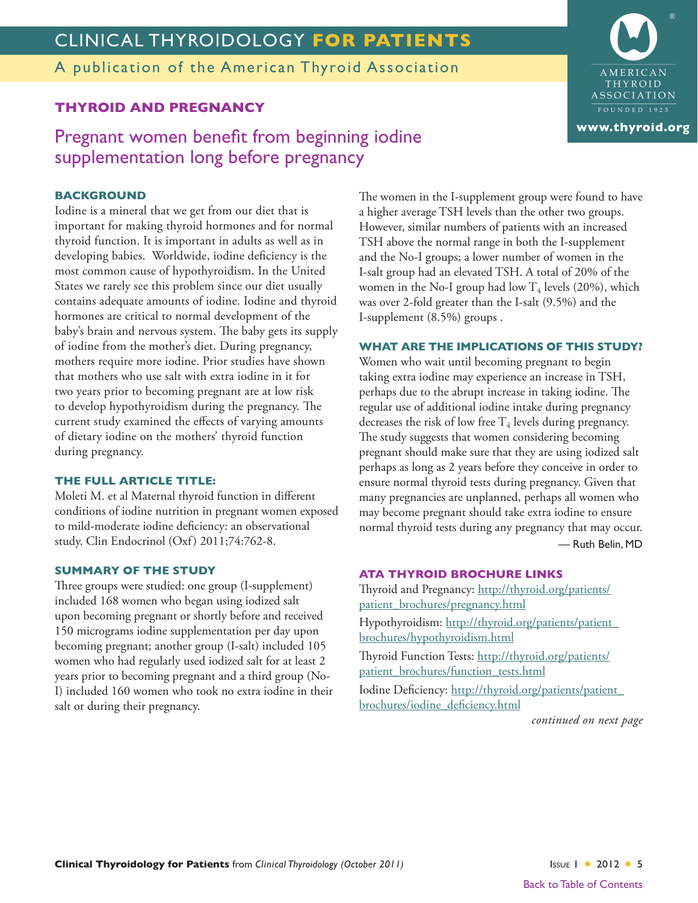## THYROID AND PREGNANCY

# Pregnant women benefit from beginning iodine supplementation long before pregnancy

### BACKGROUND

Iodine is a mineral that we get from our diet that is important for making thyroid hormones and for normal thyroid function. It is important in adults as well as in developing babies. Worldwide, iodine deficiency is the most common cause of hypothyroidism. In the United States we rarely see this problem since our diet usually contains adequate amounts of iodine. Iodine and thyroid hormones are critical to normal development of the baby's brain and nervous system. The baby gets its supply of iodine from the mother's diet. During pregnancy, mothers require more iodine. Prior studies have shown that mothers who use salt with extra iodine in it for two years prior to becoming pregnant are at low risk to develop hypothyroidism during the pregnancy. The current study examined the effects of varying amounts of dietary iodine on the mothers' thyroid function during pregnancy.

### THE FULL ARTICLE TITLE:

Moleti M. et al Maternal thyroid function in different conditions of iodine nutrition in pregnant women exposed to mild-moderate iodine deficiency: an observational study. Clin Endocrinol (Oxf) 2011;74:762-8.

### SUMMARY OF THE STUDY

Three groups were studied: one group (I-supplement) included 168 women who began using iodized salt upon becoming pregnant or shortly before and received 150 micrograms iodine supplementation per day upon becoming pregnant; another group (I-salt) included 105 women who had regularly used iodized salt for at least 2 years prior to becoming pregnant and a third group (No-I) included 160 women who took no extra iodine in their salt or during their pregnancy.

The women in the I-supplement group were found to have a higher average TSH levels than the other two groups. However, similar numbers of patients with an increased TSH above the normal range in both the I-supplement and the No-I groups; a lower number of women in the I-salt group had an elevated TSH. A total of 20% of the women in the No-I group had low $T_4$ levels (20%), which was over 2-fold greater than the I-salt (9.5%) and the I-supplement (8.5%) groups .

### WHAT ARE THE IMPLICATIONS OF THIS STUDY?

Women who wait until becoming pregnant to begin taking extra iodine may experience an increase in TSH, perhaps due to the abrupt increase in taking iodine. The regular use of additional iodine intake during pregnancy decreases the risk of low free $T_4$ levels during pregnancy. The study suggests that women considering becoming pregnant should make sure that they are using iodized salt perhaps as long as 2 years before they conceive in order to ensure normal thyroid tests during pregnancy. Given that many pregnancies are unplanned, perhaps all women who may become pregnant should take extra iodine to ensure normal thyroid tests during any pregnancy that may occur.

— Ruth Belin, MD

### ATA THYROID BROCHURE LINKS

Thyroid and Pregnancy: http://thyroid.org/patients/patient_brochures/pregnancy.html

Hypothyroidism: http://thyroid.org/patients/patient_brochures/hypothyroidism.html

Thyroid Function Tests: http://thyroid.org/patients/patient_brochures/function_tests.html

Iodine Deficiency: http://thyroid.org/patients/patient_brochures/iodine_deficiency.html

*continued on next page*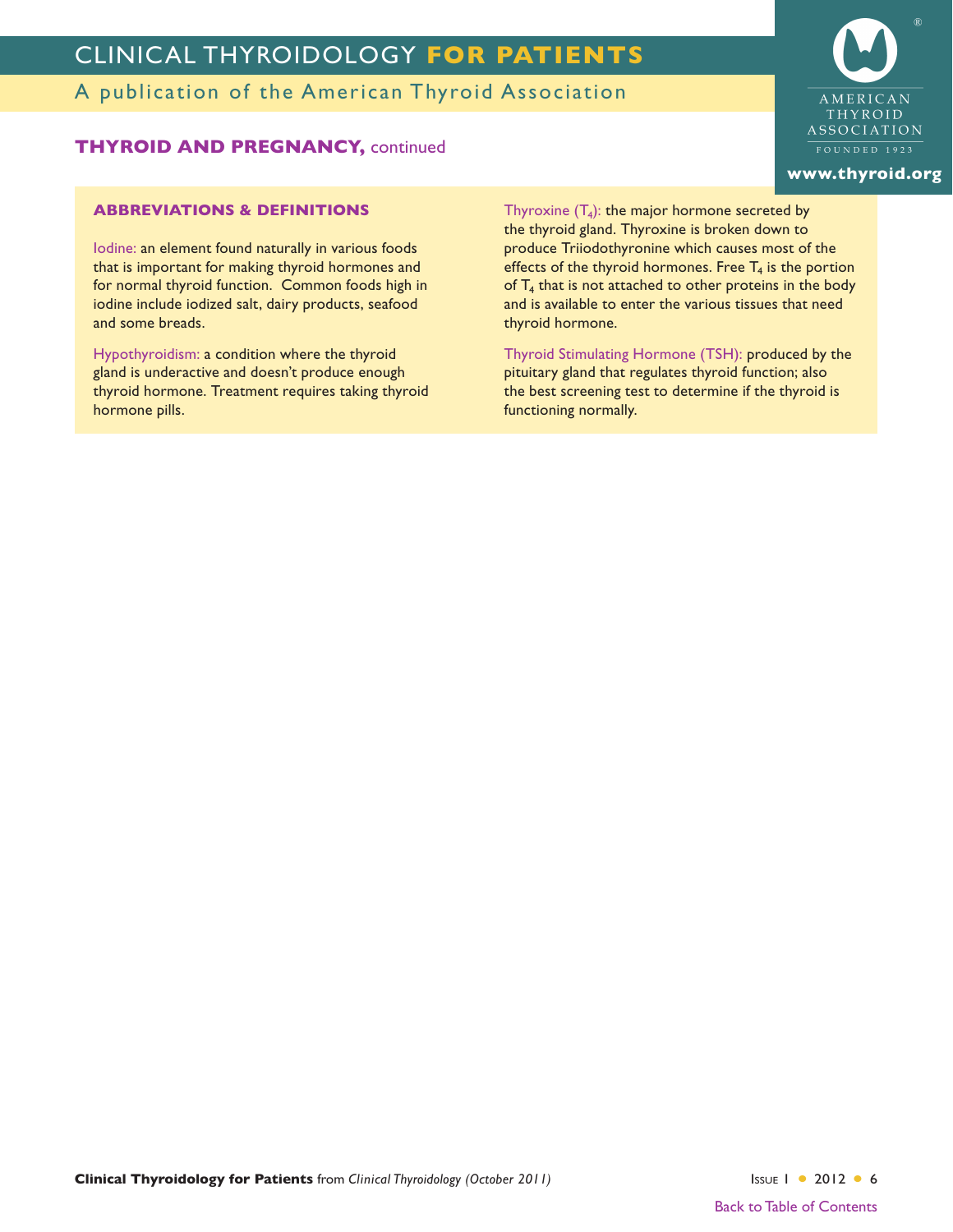## THYROID AND PREGNANCY, continued

### ABBREVIATIONS & DEFINITIONS

Iodine: an element found naturally in various foods that is important for making thyroid hormones and for normal thyroid function. Common foods high in iodine include iodized salt, dairy products, seafood and some breads.

Hypothyroidism: a condition where the thyroid gland is underactive and doesn't produce enough thyroid hormone. Treatment requires taking thyroid hormone pills.

Thyroxine ($T_4$): the major hormone secreted by the thyroid gland. Thyroxine is broken down to produce Triiodothyronine which causes most of the effects of the thyroid hormones. Free $T_4$ is the portion of $T_4$ that is not attached to other proteins in the body and is available to enter the various tissues that need thyroid hormone.

Thyroid Stimulating Hormone (TSH): produced by the pituitary gland that regulates thyroid function; also the best screening test to determine if the thyroid is functioning normally.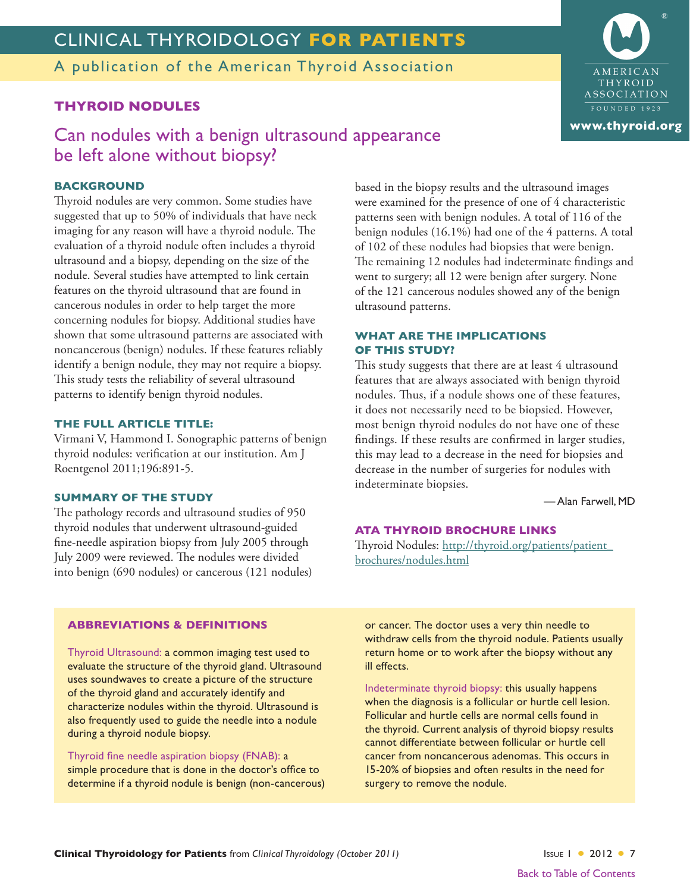## THYROID NODULES

# Can nodules with a benign ultrasound appearance be left alone without biopsy?

### BACKGROUND

Thyroid nodules are very common. Some studies have suggested that up to 50% of individuals that have neck imaging for any reason will have a thyroid nodule. The evaluation of a thyroid nodule often includes a thyroid ultrasound and a biopsy, depending on the size of the nodule. Several studies have attempted to link certain features on the thyroid ultrasound that are found in cancerous nodules in order to help target the more concerning nodules for biopsy. Additional studies have shown that some ultrasound patterns are associated with noncancerous (benign) nodules. If these features reliably identify a benign nodule, they may not require a biopsy. This study tests the reliability of several ultrasound patterns to identify benign thyroid nodules.

### THE FULL ARTICLE TITLE:

Virmani V, Hammond I. Sonographic patterns of benign thyroid nodules: verification at our institution. Am J Roentgenol 2011;196:891-5.

### SUMMARY OF THE STUDY

The pathology records and ultrasound studies of 950 thyroid nodules that underwent ultrasound-guided fine-needle aspiration biopsy from July 2005 through July 2009 were reviewed. The nodules were divided into benign (690 nodules) or cancerous (121 nodules) based in the biopsy results and the ultrasound images were examined for the presence of one of 4 characteristic patterns seen with benign nodules. A total of 116 of the benign nodules (16.1%) had one of the 4 patterns. A total of 102 of these nodules had biopsies that were benign. The remaining 12 nodules had indeterminate findings and went to surgery; all 12 were benign after surgery. None of the 121 cancerous nodules showed any of the benign ultrasound patterns.

### WHAT ARE THE IMPLICATIONS OF THIS STUDY?

This study suggests that there are at least 4 ultrasound features that are always associated with benign thyroid nodules. Thus, if a nodule shows one of these features, it does not necessarily need to be biopsied. However, most benign thyroid nodules do not have one of these findings. If these results are confirmed in larger studies, this may lead to a decrease in the need for biopsies and decrease in the number of surgeries for nodules with indeterminate biopsies.

— Alan Farwell, MD

### ATA THYROID BROCHURE LINKS

Thyroid Nodules: http://thyroid.org/patients/patient_brochures/nodules.html

### ABBREVIATIONS & DEFINITIONS

Thyroid Ultrasound: a common imaging test used to evaluate the structure of the thyroid gland. Ultrasound uses soundwaves to create a picture of the structure of the thyroid gland and accurately identify and characterize nodules within the thyroid. Ultrasound is also frequently used to guide the needle into a nodule during a thyroid nodule biopsy.

Thyroid fine needle aspiration biopsy (FNAB): a simple procedure that is done in the doctor's office to determine if a thyroid nodule is benign (non-cancerous) or cancer. The doctor uses a very thin needle to withdraw cells from the thyroid nodule. Patients usually return home or to work after the biopsy without any ill effects.

Indeterminate thyroid biopsy: this usually happens when the diagnosis is a follicular or hurtle cell lesion. Follicular and hurtle cells are normal cells found in the thyroid. Current analysis of thyroid biopsy results cannot differentiate between follicular or hurtle cell cancer from noncancerous adenomas. This occurs in 15-20% of biopsies and often results in the need for surgery to remove the nodule.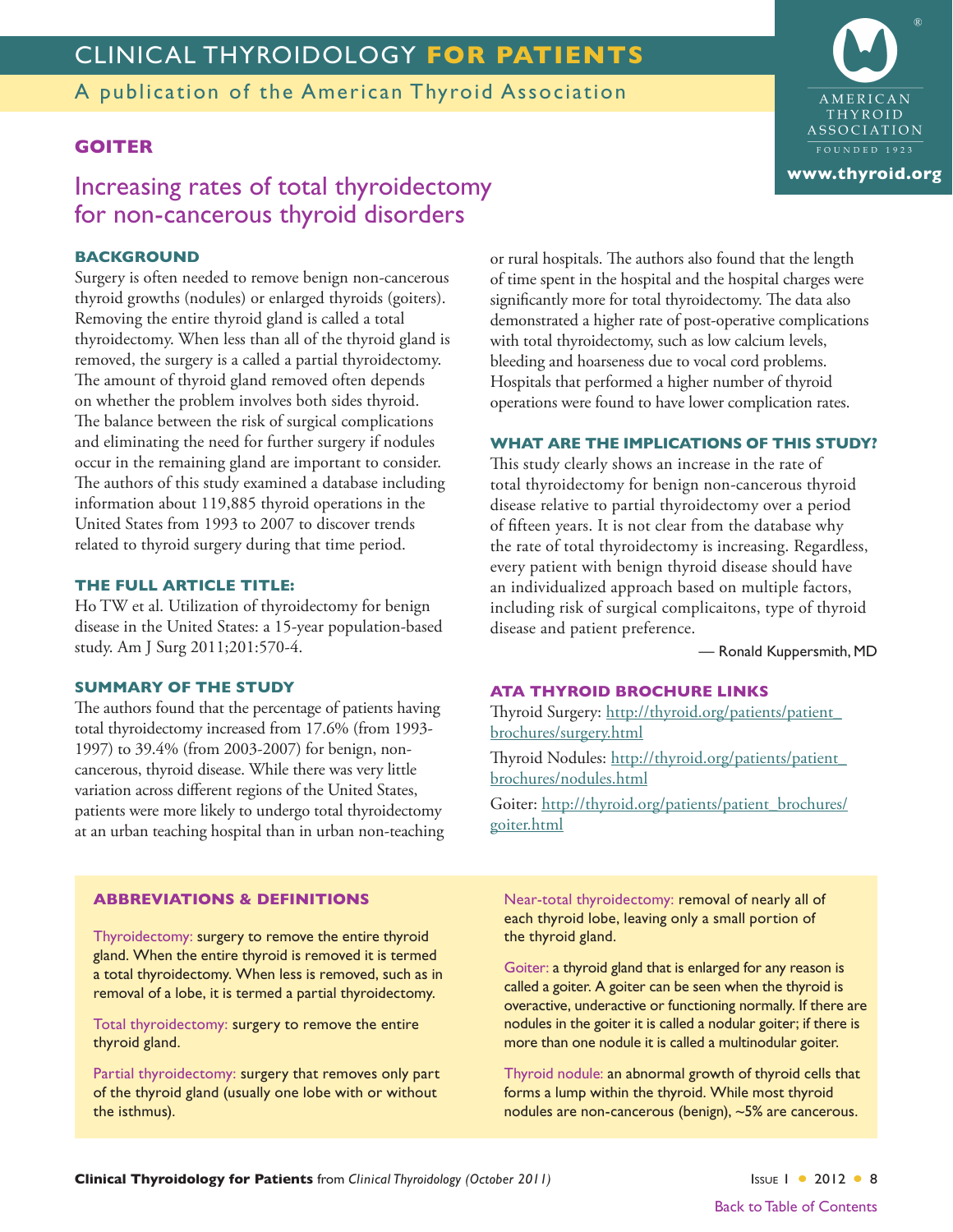# GOITER

## Increasing rates of total thyroidectomy for non-cancerous thyroid disorders

### BACKGROUND

Surgery is often needed to remove benign non-cancerous thyroid growths (nodules) or enlarged thyroids (goiters). Removing the entire thyroid gland is called a total thyroidectomy. When less than all of the thyroid gland is removed, the surgery is a called a partial thyroidectomy. The amount of thyroid gland removed often depends on whether the problem involves both sides thyroid. The balance between the risk of surgical complications and eliminating the need for further surgery if nodules occur in the remaining gland are important to consider. The authors of this study examined a database including information about 119,885 thyroid operations in the United States from 1993 to 2007 to discover trends related to thyroid surgery during that time period.

### THE FULL ARTICLE TITLE:

Ho TW et al. Utilization of thyroidectomy for benign disease in the United States: a 15-year population-based study. Am J Surg 2011;201:570-4.

### SUMMARY OF THE STUDY

The authors found that the percentage of patients having total thyroidectomy increased from 17.6% (from 1993-1997) to 39.4% (from 2003-2007) for benign, non-cancerous, thyroid disease. While there was very little variation across different regions of the United States, patients were more likely to undergo total thyroidectomy at an urban teaching hospital than in urban non-teaching or rural hospitals. The authors also found that the length of time spent in the hospital and the hospital charges were significantly more for total thyroidectomy. The data also demonstrated a higher rate of post-operative complications with total thyroidectomy, such as low calcium levels, bleeding and hoarseness due to vocal cord problems. Hospitals that performed a higher number of thyroid operations were found to have lower complication rates.

### WHAT ARE THE IMPLICATIONS OF THIS STUDY?

This study clearly shows an increase in the rate of total thyroidectomy for benign non-cancerous thyroid disease relative to partial thyroidectomy over a period of fifteen years. It is not clear from the database why the rate of total thyroidectomy is increasing. Regardless, every patient with benign thyroid disease should have an individualized approach based on multiple factors, including risk of surgical complicaitons, type of thyroid disease and patient preference.

— Ronald Kuppersmith, MD

### ATA THYROID BROCHURE LINKS

Thyroid Surgery: http://thyroid.org/patients/patient_brochures/surgery.html

Thyroid Nodules: http://thyroid.org/patients/patient_brochures/nodules.html

Goiter: http://thyroid.org/patients/patient_brochures/goiter.html

### ABBREVIATIONS & DEFINITIONS

Thyroidectomy: surgery to remove the entire thyroid gland. When the entire thyroid is removed it is termed a total thyroidectomy. When less is removed, such as in removal of a lobe, it is termed a partial thyroidectomy.

Total thyroidectomy: surgery to remove the entire thyroid gland.

Partial thyroidectomy: surgery that removes only part of the thyroid gland (usually one lobe with or without the isthmus).

Near-total thyroidectomy: removal of nearly all of each thyroid lobe, leaving only a small portion of the thyroid gland.

Goiter: a thyroid gland that is enlarged for any reason is called a goiter. A goiter can be seen when the thyroid is overactive, underactive or functioning normally. If there are nodules in the goiter it is called a nodular goiter; if there is more than one nodule it is called a multinodular goiter.

Thyroid nodule: an abnormal growth of thyroid cells that forms a lump within the thyroid. While most thyroid nodules are non-cancerous (benign), ~5% are cancerous.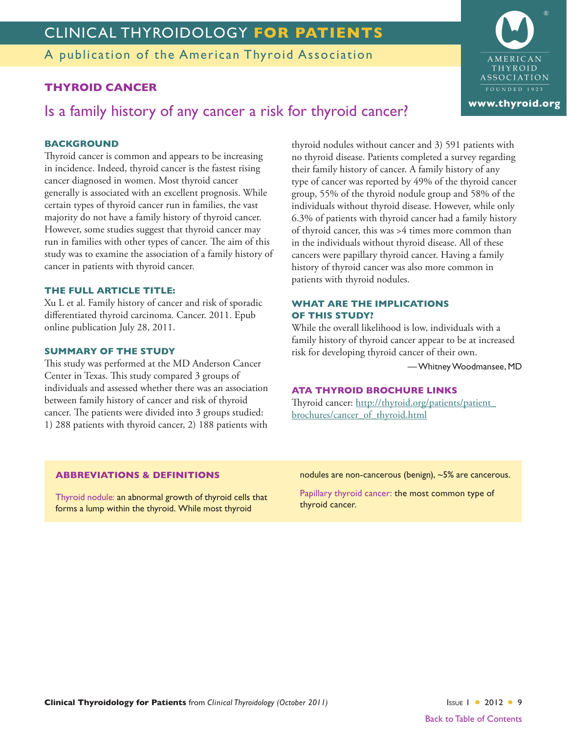# THYROID CANCER

## Is a family history of any cancer a risk for thyroid cancer?

### BACKGROUND

Thyroid cancer is common and appears to be increasing in incidence. Indeed, thyroid cancer is the fastest rising cancer diagnosed in women. Most thyroid cancer generally is associated with an excellent prognosis. While certain types of thyroid cancer run in families, the vast majority do not have a family history of thyroid cancer. However, some studies suggest that thyroid cancer may run in families with other types of cancer. The aim of this study was to examine the association of a family history of cancer in patients with thyroid cancer.

### THE FULL ARTICLE TITLE:

Xu L et al. Family history of cancer and risk of sporadic differentiated thyroid carcinoma. Cancer. 2011. Epub online publication July 28, 2011.

### SUMMARY OF THE STUDY

This study was performed at the MD Anderson Cancer Center in Texas. This study compared 3 groups of individuals and assessed whether there was an association between family history of cancer and risk of thyroid cancer. The patients were divided into 3 groups studied: 1) 288 patients with thyroid cancer, 2) 188 patients with thyroid nodules without cancer and 3) 591 patients with no thyroid disease. Patients completed a survey regarding their family history of cancer. A family history of any type of cancer was reported by 49% of the thyroid cancer group, 55% of the thyroid nodule group and 58% of the individuals without thyroid disease. However, while only 6.3% of patients with thyroid cancer had a family history of thyroid cancer, this was >4 times more common than in the individuals without thyroid disease. All of these cancers were papillary thyroid cancer. Having a family history of thyroid cancer was also more common in patients with thyroid nodules.

### WHAT ARE THE IMPLICATIONS OF THIS STUDY?

While the overall likelihood is low, individuals with a family history of thyroid cancer appear to be at increased risk for developing thyroid cancer of their own.

— Whitney Woodmansee, MD

### ATA THYROID BROCHURE LINKS

Thyroid cancer: http://thyroid.org/patients/patient_brochures/cancer_of_thyroid.html

### ABBREVIATIONS & DEFINITIONS

Thyroid nodule: an abnormal growth of thyroid cells that forms a lump within the thyroid. While most thyroid nodules are non-cancerous (benign), ~5% are cancerous.

Papillary thyroid cancer: the most common type of thyroid cancer.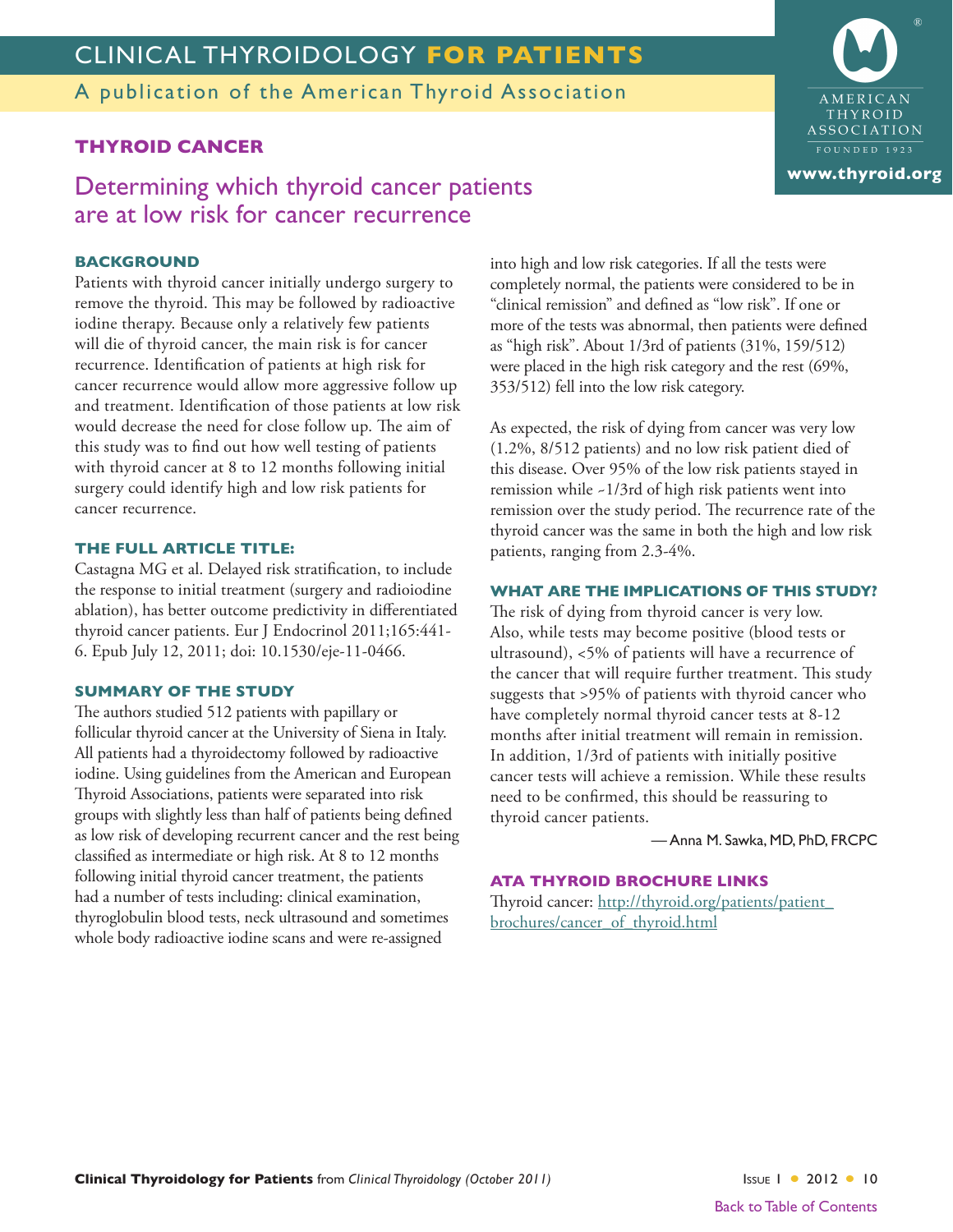## THYROID CANCER

# Determining which thyroid cancer patients are at low risk for cancer recurrence

### BACKGROUND

Patients with thyroid cancer initially undergo surgery to remove the thyroid. This may be followed by radioactive iodine therapy. Because only a relatively few patients will die of thyroid cancer, the main risk is for cancer recurrence. Identification of patients at high risk for cancer recurrence would allow more aggressive follow up and treatment. Identification of those patients at low risk would decrease the need for close follow up. The aim of this study was to find out how well testing of patients with thyroid cancer at 8 to 12 months following initial surgery could identify high and low risk patients for cancer recurrence.

### THE FULL ARTICLE TITLE:

Castagna MG et al. Delayed risk stratification, to include the response to initial treatment (surgery and radioiodine ablation), has better outcome predictivity in differentiated thyroid cancer patients. Eur J Endocrinol 2011;165:441-6. Epub July 12, 2011; doi: 10.1530/eje-11-0466.

### SUMMARY OF THE STUDY

The authors studied 512 patients with papillary or follicular thyroid cancer at the University of Siena in Italy. All patients had a thyroidectomy followed by radioactive iodine. Using guidelines from the American and European Thyroid Associations, patients were separated into risk groups with slightly less than half of patients being defined as low risk of developing recurrent cancer and the rest being classified as intermediate or high risk. At 8 to 12 months following initial thyroid cancer treatment, the patients had a number of tests including: clinical examination, thyroglobulin blood tests, neck ultrasound and sometimes whole body radioactive iodine scans and were re-assigned into high and low risk categories. If all the tests were completely normal, the patients were considered to be in "clinical remission" and defined as "low risk". If one or more of the tests was abnormal, then patients were defined as "high risk". About 1/3rd of patients (31%, 159/512) were placed in the high risk category and the rest (69%, 353/512) fell into the low risk category.

As expected, the risk of dying from cancer was very low (1.2%, 8/512 patients) and no low risk patient died of this disease. Over 95% of the low risk patients stayed in remission while ~1/3rd of high risk patients went into remission over the study period. The recurrence rate of the thyroid cancer was the same in both the high and low risk patients, ranging from 2.3-4%.

### WHAT ARE THE IMPLICATIONS OF THIS STUDY?

The risk of dying from thyroid cancer is very low. Also, while tests may become positive (blood tests or ultrasound), <5% of patients will have a recurrence of the cancer that will require further treatment. This study suggests that >95% of patients with thyroid cancer who have completely normal thyroid cancer tests at 8-12 months after initial treatment will remain in remission. In addition, 1/3rd of patients with initially positive cancer tests will achieve a remission. While these results need to be confirmed, this should be reassuring to thyroid cancer patients.

— Anna M. Sawka, MD, PhD, FRCPC

### ATA THYROID BROCHURE LINKS

Thyroid cancer: http://thyroid.org/patients/patient_brochures/cancer_of_thyroid.html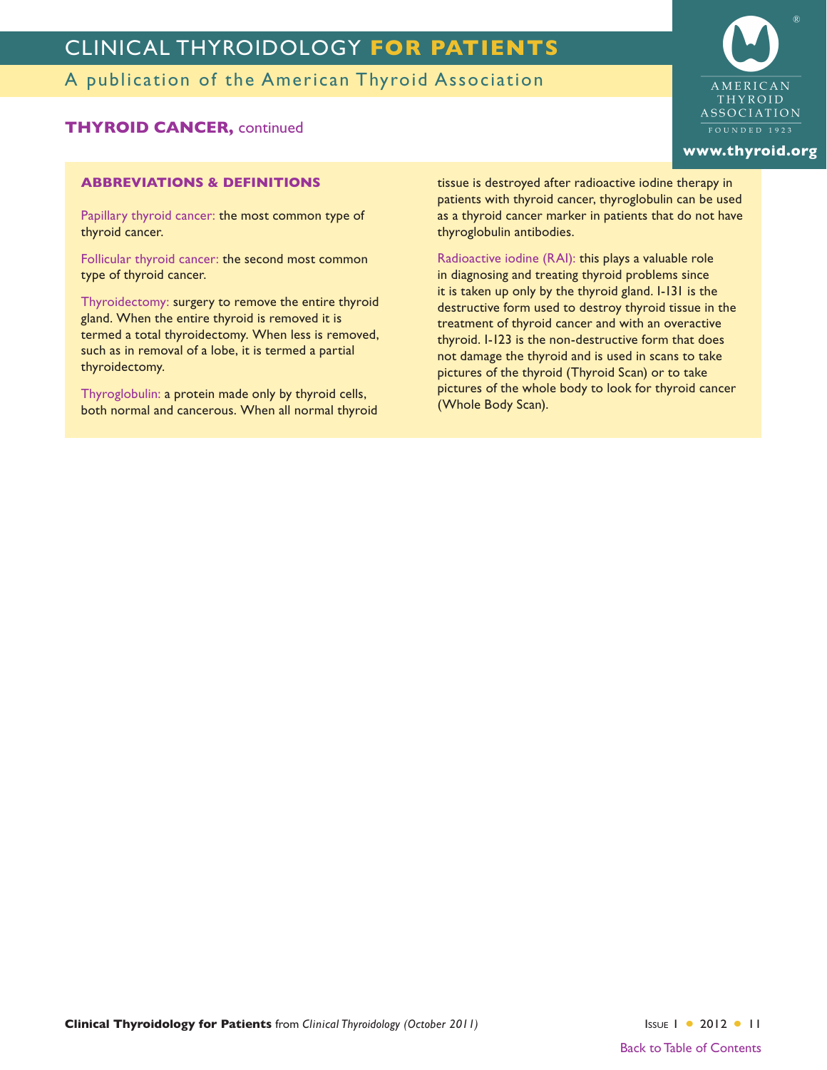**THYROID CANCER,** continued

### ABBREVIATIONS & DEFINITIONS

Papillary thyroid cancer: the most common type of thyroid cancer.

Follicular thyroid cancer: the second most common type of thyroid cancer.

Thyroidectomy: surgery to remove the entire thyroid gland. When the entire thyroid is removed it is termed a total thyroidectomy. When less is removed, such as in removal of a lobe, it is termed a partial thyroidectomy.

Thyroglobulin: a protein made only by thyroid cells, both normal and cancerous. When all normal thyroid tissue is destroyed after radioactive iodine therapy in patients with thyroid cancer, thyroglobulin can be used as a thyroid cancer marker in patients that do not have thyroglobulin antibodies.

Radioactive iodine (RAI): this plays a valuable role in diagnosing and treating thyroid problems since it is taken up only by the thyroid gland. I-131 is the destructive form used to destroy thyroid tissue in the treatment of thyroid cancer and with an overactive thyroid. I-123 is the non-destructive form that does not damage the thyroid and is used in scans to take pictures of the thyroid (Thyroid Scan) or to take pictures of the whole body to look for thyroid cancer (Whole Body Scan).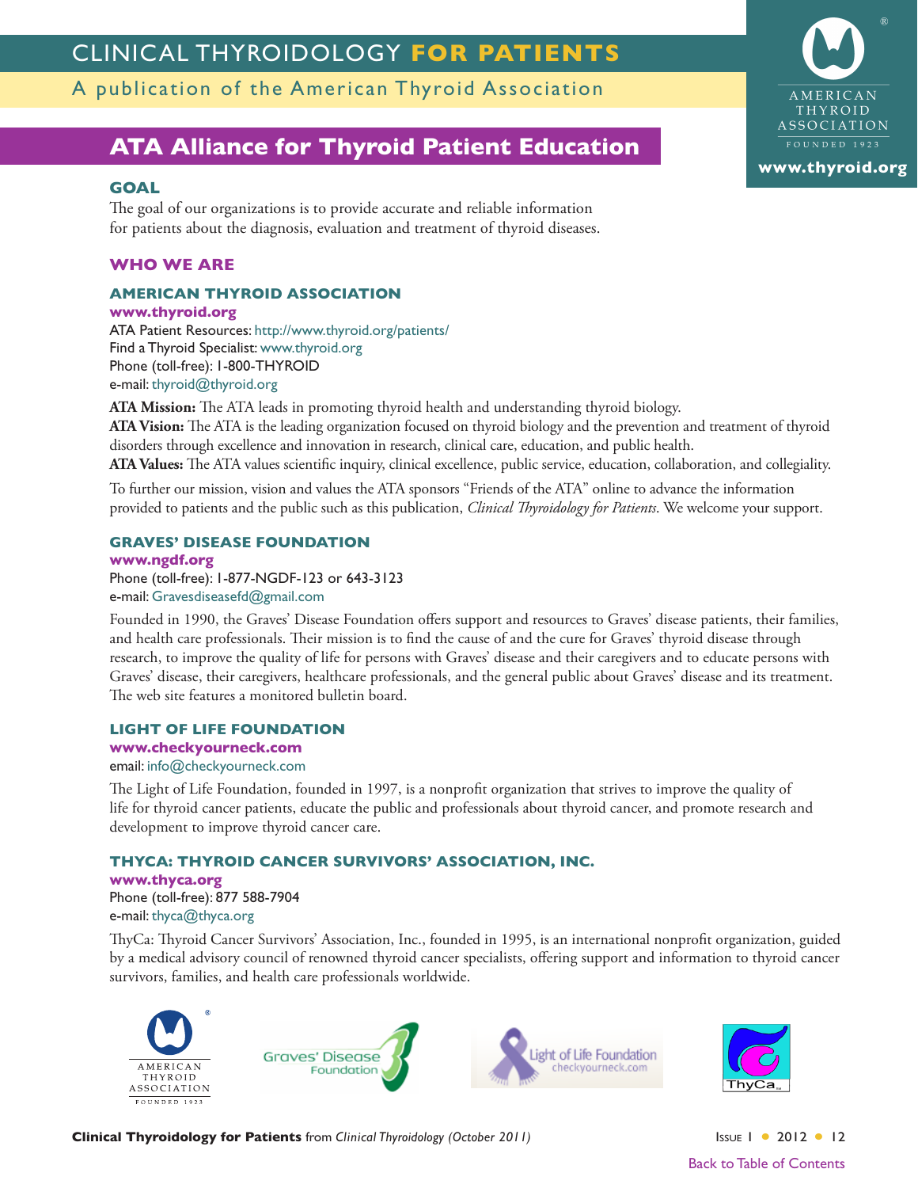# ATA Alliance for Thyroid Patient Education

## GOAL

The goal of our organizations is to provide accurate and reliable information for patients about the diagnosis, evaluation and treatment of thyroid diseases.

## WHO WE ARE

### AMERICAN THYROID ASSOCIATION

**www.thyroid.org**

ATA Patient Resources: http://www.thyroid.org/patients/
Find a Thyroid Specialist: www.thyroid.org
Phone (toll-free): 1-800-THYROID
e-mail: thyroid@thyroid.org

**ATA Mission:** The ATA leads in promoting thyroid health and understanding thyroid biology.
**ATA Vision:** The ATA is the leading organization focused on thyroid biology and the prevention and treatment of thyroid disorders through excellence and innovation in research, clinical care, education, and public health.
**ATA Values:** The ATA values scientific inquiry, clinical excellence, public service, education, collaboration, and collegiality.

To further our mission, vision and values the ATA sponsors "Friends of the ATA" online to advance the information provided to patients and the public such as this publication, *Clinical Thyroidology for Patients*. We welcome your support.

### GRAVES' DISEASE FOUNDATION

**www.ngdf.org**

Phone (toll-free): 1-877-NGDF-123 or 643-3123
e-mail: Gravesdiseasefd@gmail.com

Founded in 1990, the Graves' Disease Foundation offers support and resources to Graves' disease patients, their families, and health care professionals. Their mission is to find the cause of and the cure for Graves' thyroid disease through research, to improve the quality of life for persons with Graves' disease and their caregivers and to educate persons with Graves' disease, their caregivers, healthcare professionals, and the general public about Graves' disease and its treatment. The web site features a monitored bulletin board.

### LIGHT OF LIFE FOUNDATION

**www.checkyourneck.com**

email: info@checkyourneck.com

The Light of Life Foundation, founded in 1997, is a nonprofit organization that strives to improve the quality of life for thyroid cancer patients, educate the public and professionals about thyroid cancer, and promote research and development to improve thyroid cancer care.

### THYCA: THYROID CANCER SURVIVORS' ASSOCIATION, INC.

**www.thyca.org**

Phone (toll-free): 877 588-7904
e-mail: thyca@thyca.org

ThyCa: Thyroid Cancer Survivors' Association, Inc., founded in 1995, is an international nonprofit organization, guided by a medical advisory council of renowned thyroid cancer specialists, offering support and information to thyroid cancer survivors, families, and health care professionals worldwide.

Back to Table of Contents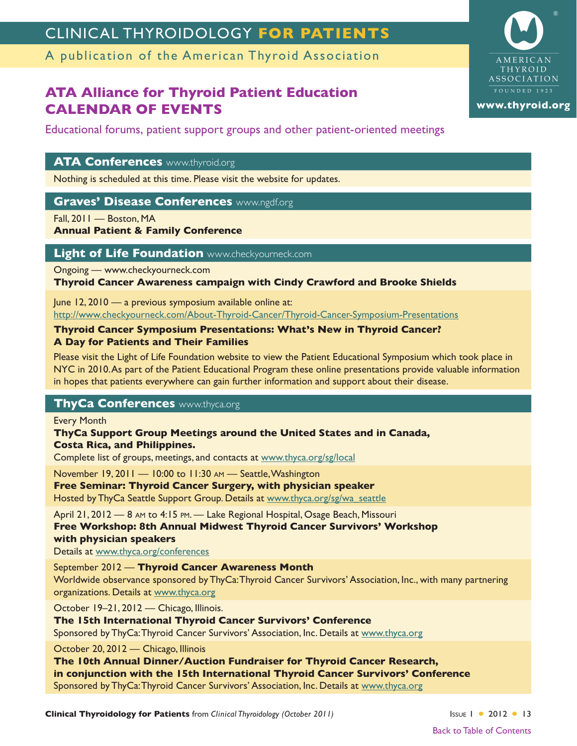## ATA Alliance for Thyroid Patient Education CALENDAR OF EVENTS

Educational forums, patient support groups and other patient-oriented meetings

### ATA Conferences www.thyroid.org

Nothing is scheduled at this time. Please visit the website for updates.

### Graves' Disease Conferences www.ngdf.org

Fall, 2011 — Boston, MA
**Annual Patient & Family Conference**

### Light of Life Foundation www.checkyourneck.com

Ongoing — www.checkyourneck.com
**Thyroid Cancer Awareness campaign with Cindy Crawford and Brooke Shields**

June 12, 2010 — a previous symposium available online at:
http://www.checkyourneck.com/About-Thyroid-Cancer/Thyroid-Cancer-Symposium-Presentations

**Thyroid Cancer Symposium Presentations: What's New in Thyroid Cancer? A Day for Patients and Their Families**

Please visit the Light of Life Foundation website to view the Patient Educational Symposium which took place in NYC in 2010. As part of the Patient Educational Program these online presentations provide valuable information in hopes that patients everywhere can gain further information and support about their disease.

### ThyCa Conferences www.thyca.org

Every Month
**ThyCa Support Group Meetings around the United States and in Canada, Costa Rica, and Philippines.**
Complete list of groups, meetings, and contacts at www.thyca.org/sg/local

November 19, 2011 — 10:00 to 11:30 AM — Seattle, Washington
**Free Seminar: Thyroid Cancer Surgery, with physician speaker**
Hosted by ThyCa Seattle Support Group. Details at www.thyca.org/sg/wa_seattle

April 21, 2012 — 8 AM to 4:15 PM. — Lake Regional Hospital, Osage Beach, Missouri
**Free Workshop: 8th Annual Midwest Thyroid Cancer Survivors' Workshop with physician speakers**
Details at www.thyca.org/conferences

September 2012 — **Thyroid Cancer Awareness Month**
Worldwide observance sponsored by ThyCa: Thyroid Cancer Survivors' Association, Inc., with many partnering organizations. Details at www.thyca.org

October 19–21, 2012 — Chicago, Illinois.
**The 15th International Thyroid Cancer Survivors' Conference**
Sponsored by ThyCa: Thyroid Cancer Survivors' Association, Inc. Details at www.thyca.org

October 20, 2012 — Chicago, Illinois
**The 10th Annual Dinner/Auction Fundraiser for Thyroid Cancer Research, in conjunction with the 15th International Thyroid Cancer Survivors' Conference**
Sponsored by ThyCa: Thyroid Cancer Survivors' Association, Inc. Details at www.thyca.org

Back to Table of Contents